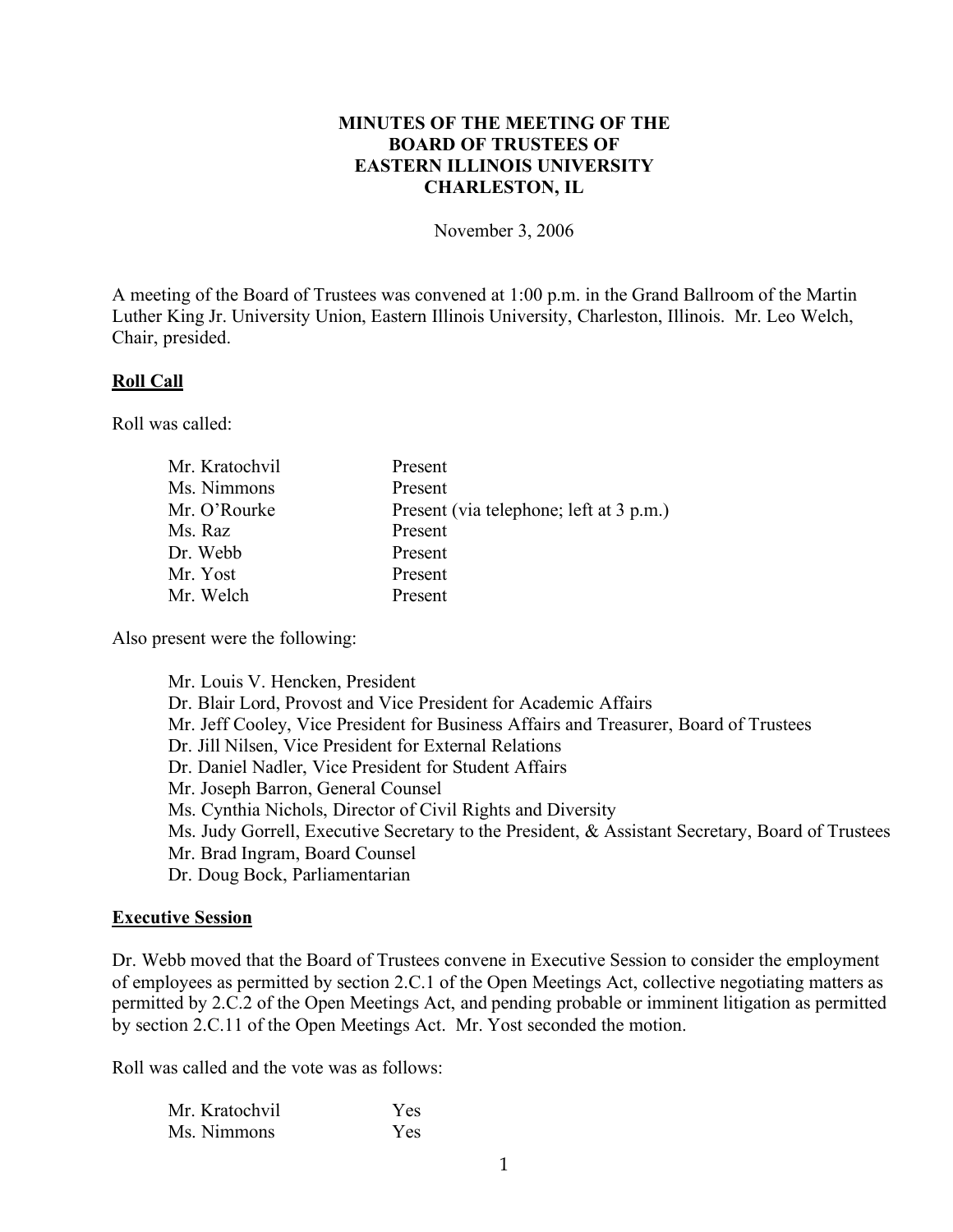**MINUTES OF THE MEETING OF THE**
**BOARD OF TRUSTEES OF**
**EASTERN ILLINOIS UNIVERSITY**
**CHARLESTON, IL**

November 3, 2006

A meeting of the Board of Trustees was convened at 1:00 p.m. in the Grand Ballroom of the Martin Luther King Jr. University Union, Eastern Illinois University, Charleston, Illinois. Mr. Leo Welch, Chair, presided.

## Roll Call

Roll was called:

| | |
|---|---|
| Mr. Kratochvil | Present |
| Ms. Nimmons | Present |
| Mr. O'Rourke | Present (via telephone; left at 3 p.m.) |
| Ms. Raz | Present |
| Dr. Webb | Present |
| Mr. Yost | Present |
| Mr. Welch | Present |

Also present were the following:

- Mr. Louis V. Hencken, President
- Dr. Blair Lord, Provost and Vice President for Academic Affairs
- Mr. Jeff Cooley, Vice President for Business Affairs and Treasurer, Board of Trustees
- Dr. Jill Nilsen, Vice President for External Relations
- Dr. Daniel Nadler, Vice President for Student Affairs
- Mr. Joseph Barron, General Counsel
- Ms. Cynthia Nichols, Director of Civil Rights and Diversity
- Ms. Judy Gorrell, Executive Secretary to the President, & Assistant Secretary, Board of Trustees
- Mr. Brad Ingram, Board Counsel
- Dr. Doug Bock, Parliamentarian

## Executive Session

Dr. Webb moved that the Board of Trustees convene in Executive Session to consider the employment of employees as permitted by section 2.C.1 of the Open Meetings Act, collective negotiating matters as permitted by 2.C.2 of the Open Meetings Act, and pending probable or imminent litigation as permitted by section 2.C.11 of the Open Meetings Act. Mr. Yost seconded the motion.

Roll was called and the vote was as follows:

| | |
|---|---|
| Mr. Kratochvil | Yes |
| Ms. Nimmons | Yes |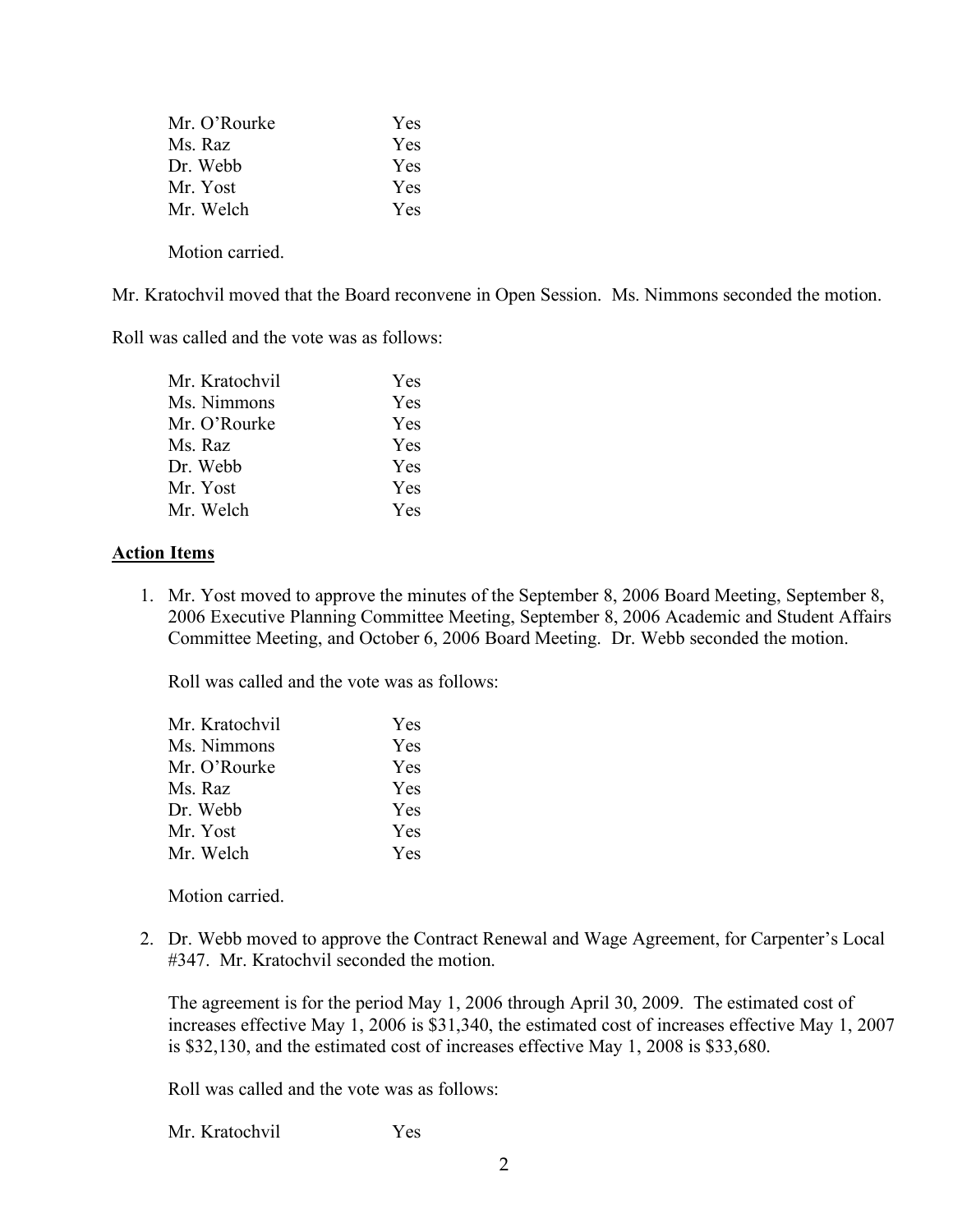| | |
|---|---|
| Mr. O'Rourke | Yes |
| Ms. Raz | Yes |
| Dr. Webb | Yes |
| Mr. Yost | Yes |
| Mr. Welch | Yes |

Motion carried.

Mr. Kratochvil moved that the Board reconvene in Open Session. Ms. Nimmons seconded the motion.

Roll was called and the vote was as follows:

| | |
|---|---|
| Mr. Kratochvil | Yes |
| Ms. Nimmons | Yes |
| Mr. O'Rourke | Yes |
| Ms. Raz | Yes |
| Dr. Webb | Yes |
| Mr. Yost | Yes |
| Mr. Welch | Yes |

**Action Items**

1. Mr. Yost moved to approve the minutes of the September 8, 2006 Board Meeting, September 8, 2006 Executive Planning Committee Meeting, September 8, 2006 Academic and Student Affairs Committee Meeting, and October 6, 2006 Board Meeting. Dr. Webb seconded the motion.

   Roll was called and the vote was as follows:

   | | |
   |---|---|
   | Mr. Kratochvil | Yes |
   | Ms. Nimmons | Yes |
   | Mr. O'Rourke | Yes |
   | Ms. Raz | Yes |
   | Dr. Webb | Yes |
   | Mr. Yost | Yes |
   | Mr. Welch | Yes |

   Motion carried.

2. Dr. Webb moved to approve the Contract Renewal and Wage Agreement, for Carpenter's Local #347. Mr. Kratochvil seconded the motion.

   The agreement is for the period May 1, 2006 through April 30, 2009. The estimated cost of increases effective May 1, 2006 is $31,340, the estimated cost of increases effective May 1, 2007 is $32,130, and the estimated cost of increases effective May 1, 2008 is $33,680.

   Roll was called and the vote was as follows:

   | | |
   |---|---|
   | Mr. Kratochvil | Yes |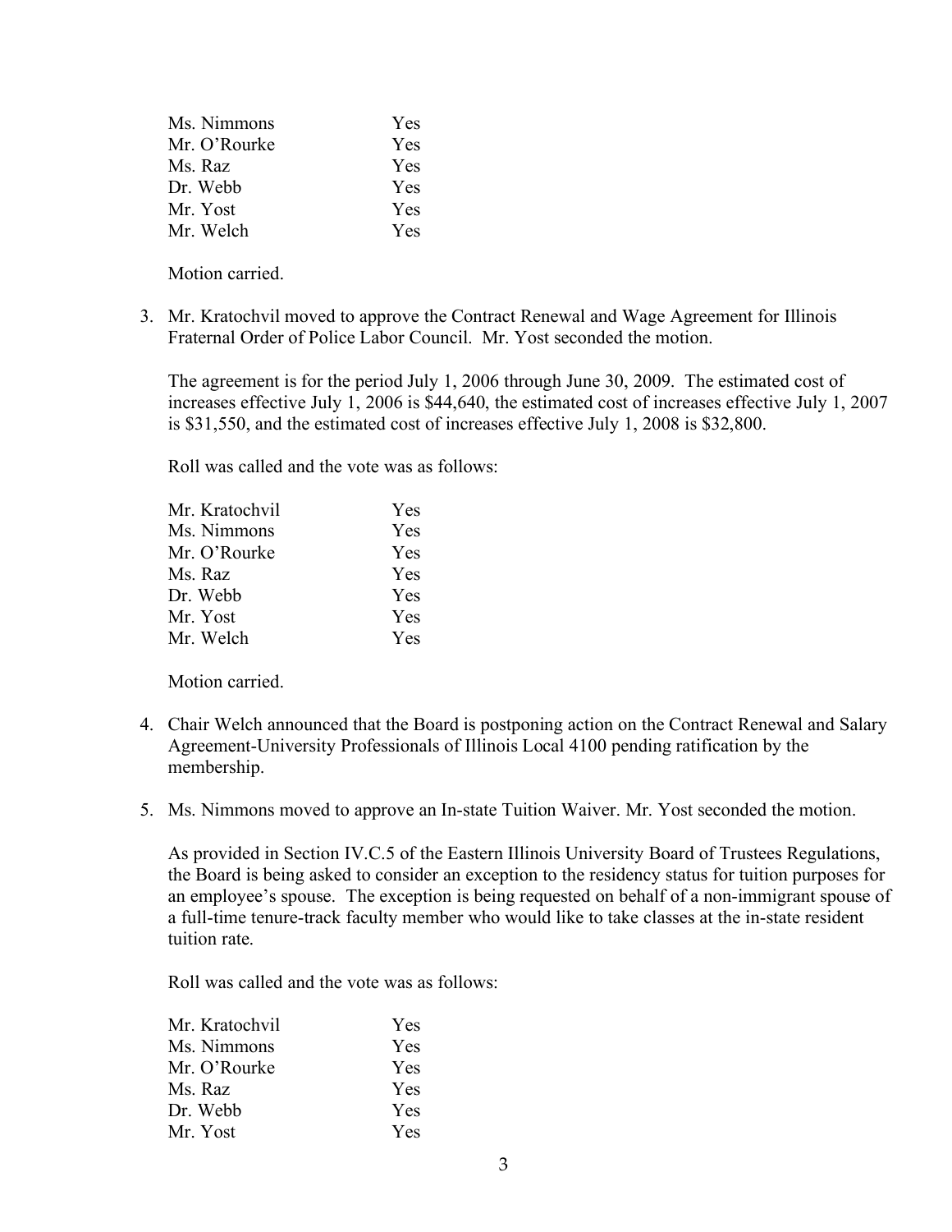| | |
|---|---|
| Ms. Nimmons | Yes |
| Mr. O'Rourke | Yes |
| Ms. Raz | Yes |
| Dr. Webb | Yes |
| Mr. Yost | Yes |
| Mr. Welch | Yes |

Motion carried.

3. Mr. Kratochvil moved to approve the Contract Renewal and Wage Agreement for Illinois Fraternal Order of Police Labor Council. Mr. Yost seconded the motion.

   The agreement is for the period July 1, 2006 through June 30, 2009. The estimated cost of increases effective July 1, 2006 is $44,640, the estimated cost of increases effective July 1, 2007 is $31,550, and the estimated cost of increases effective July 1, 2008 is $32,800.

   Roll was called and the vote was as follows:

   | | |
   |---|---|
   | Mr. Kratochvil | Yes |
   | Ms. Nimmons | Yes |
   | Mr. O'Rourke | Yes |
   | Ms. Raz | Yes |
   | Dr. Webb | Yes |
   | Mr. Yost | Yes |
   | Mr. Welch | Yes |

   Motion carried.

4. Chair Welch announced that the Board is postponing action on the Contract Renewal and Salary Agreement-University Professionals of Illinois Local 4100 pending ratification by the membership.

5. Ms. Nimmons moved to approve an In-state Tuition Waiver. Mr. Yost seconded the motion.

   As provided in Section IV.C.5 of the Eastern Illinois University Board of Trustees Regulations, the Board is being asked to consider an exception to the residency status for tuition purposes for an employee's spouse. The exception is being requested on behalf of a non-immigrant spouse of a full-time tenure-track faculty member who would like to take classes at the in-state resident tuition rate.

   Roll was called and the vote was as follows:

   | | |
   |---|---|
   | Mr. Kratochvil | Yes |
   | Ms. Nimmons | Yes |
   | Mr. O'Rourke | Yes |
   | Ms. Raz | Yes |
   | Dr. Webb | Yes |
   | Mr. Yost | Yes |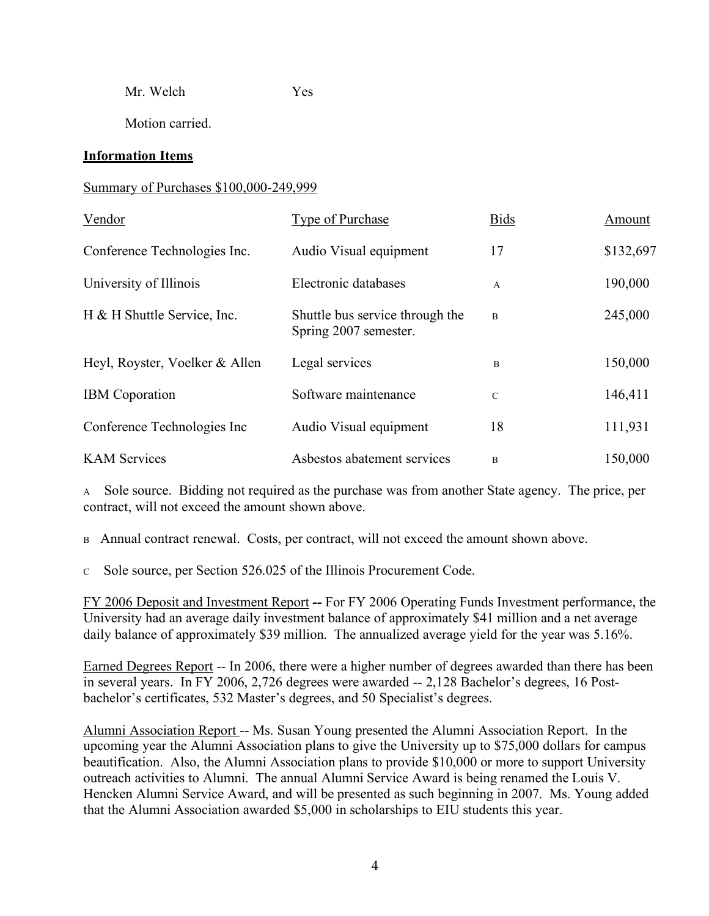Mr. Welch Yes

Motion carried.

**Information Items**

Summary of Purchases $100,000-249,999

| Vendor | Type of Purchase | Bids | Amount |
|---|---|---|---|
| Conference Technologies Inc. | Audio Visual equipment | 17 | $132,697 |
| University of Illinois | Electronic databases | A | 190,000 |
| H & H Shuttle Service, Inc. | Shuttle bus service through the Spring 2007 semester. | B | 245,000 |
| Heyl, Royster, Voelker & Allen | Legal services | B | 150,000 |
| IBM Coporation | Software maintenance | C | 146,411 |
| Conference Technologies Inc | Audio Visual equipment | 18 | 111,931 |
| KAM Services | Asbestos abatement services | B | 150,000 |

A Sole source. Bidding not required as the purchase was from another State agency. The price, per contract, will not exceed the amount shown above.

B Annual contract renewal. Costs, per contract, will not exceed the amount shown above.

C Sole source, per Section 526.025 of the Illinois Procurement Code.

FY 2006 Deposit and Investment Report **--** For FY 2006 Operating Funds Investment performance, the University had an average daily investment balance of approximately $41 million and a net average daily balance of approximately $39 million. The annualized average yield for the year was 5.16%.

Earned Degrees Report -- In 2006, there were a higher number of degrees awarded than there has been in several years. In FY 2006, 2,726 degrees were awarded -- 2,128 Bachelor's degrees, 16 Post-bachelor's certificates, 532 Master's degrees, and 50 Specialist's degrees.

Alumni Association Report -- Ms. Susan Young presented the Alumni Association Report. In the upcoming year the Alumni Association plans to give the University up to $75,000 dollars for campus beautification. Also, the Alumni Association plans to provide $10,000 or more to support University outreach activities to Alumni. The annual Alumni Service Award is being renamed the Louis V. Hencken Alumni Service Award, and will be presented as such beginning in 2007. Ms. Young added that the Alumni Association awarded $5,000 in scholarships to EIU students this year.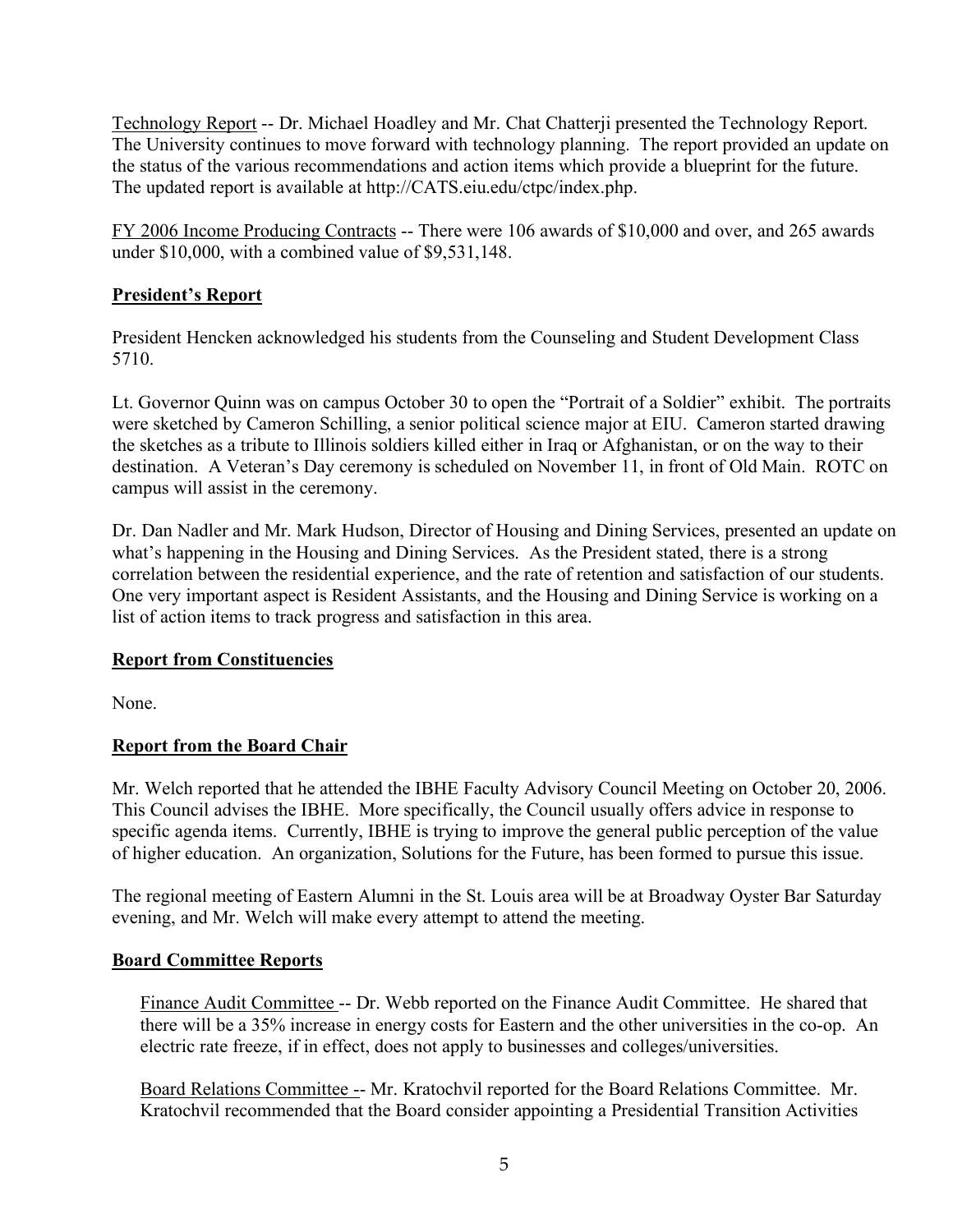Technology Report -- Dr. Michael Hoadley and Mr. Chat Chatterji presented the Technology Report. The University continues to move forward with technology planning. The report provided an update on the status of the various recommendations and action items which provide a blueprint for the future. The updated report is available at http://CATS.eiu.edu/ctpc/index.php.

FY 2006 Income Producing Contracts -- There were 106 awards of $10,000 and over, and 265 awards under $10,000, with a combined value of $9,531,148.

## President's Report

President Hencken acknowledged his students from the Counseling and Student Development Class 5710.

Lt. Governor Quinn was on campus October 30 to open the "Portrait of a Soldier" exhibit. The portraits were sketched by Cameron Schilling, a senior political science major at EIU. Cameron started drawing the sketches as a tribute to Illinois soldiers killed either in Iraq or Afghanistan, or on the way to their destination. A Veteran's Day ceremony is scheduled on November 11, in front of Old Main. ROTC on campus will assist in the ceremony.

Dr. Dan Nadler and Mr. Mark Hudson, Director of Housing and Dining Services, presented an update on what's happening in the Housing and Dining Services. As the President stated, there is a strong correlation between the residential experience, and the rate of retention and satisfaction of our students. One very important aspect is Resident Assistants, and the Housing and Dining Service is working on a list of action items to track progress and satisfaction in this area.

## Report from Constituencies

None.

## Report from the Board Chair

Mr. Welch reported that he attended the IBHE Faculty Advisory Council Meeting on October 20, 2006. This Council advises the IBHE. More specifically, the Council usually offers advice in response to specific agenda items. Currently, IBHE is trying to improve the general public perception of the value of higher education. An organization, Solutions for the Future, has been formed to pursue this issue.

The regional meeting of Eastern Alumni in the St. Louis area will be at Broadway Oyster Bar Saturday evening, and Mr. Welch will make every attempt to attend the meeting.

## Board Committee Reports

Finance Audit Committee -- Dr. Webb reported on the Finance Audit Committee. He shared that there will be a 35% increase in energy costs for Eastern and the other universities in the co-op. An electric rate freeze, if in effect, does not apply to businesses and colleges/universities.

Board Relations Committee -- Mr. Kratochvil reported for the Board Relations Committee. Mr. Kratochvil recommended that the Board consider appointing a Presidential Transition Activities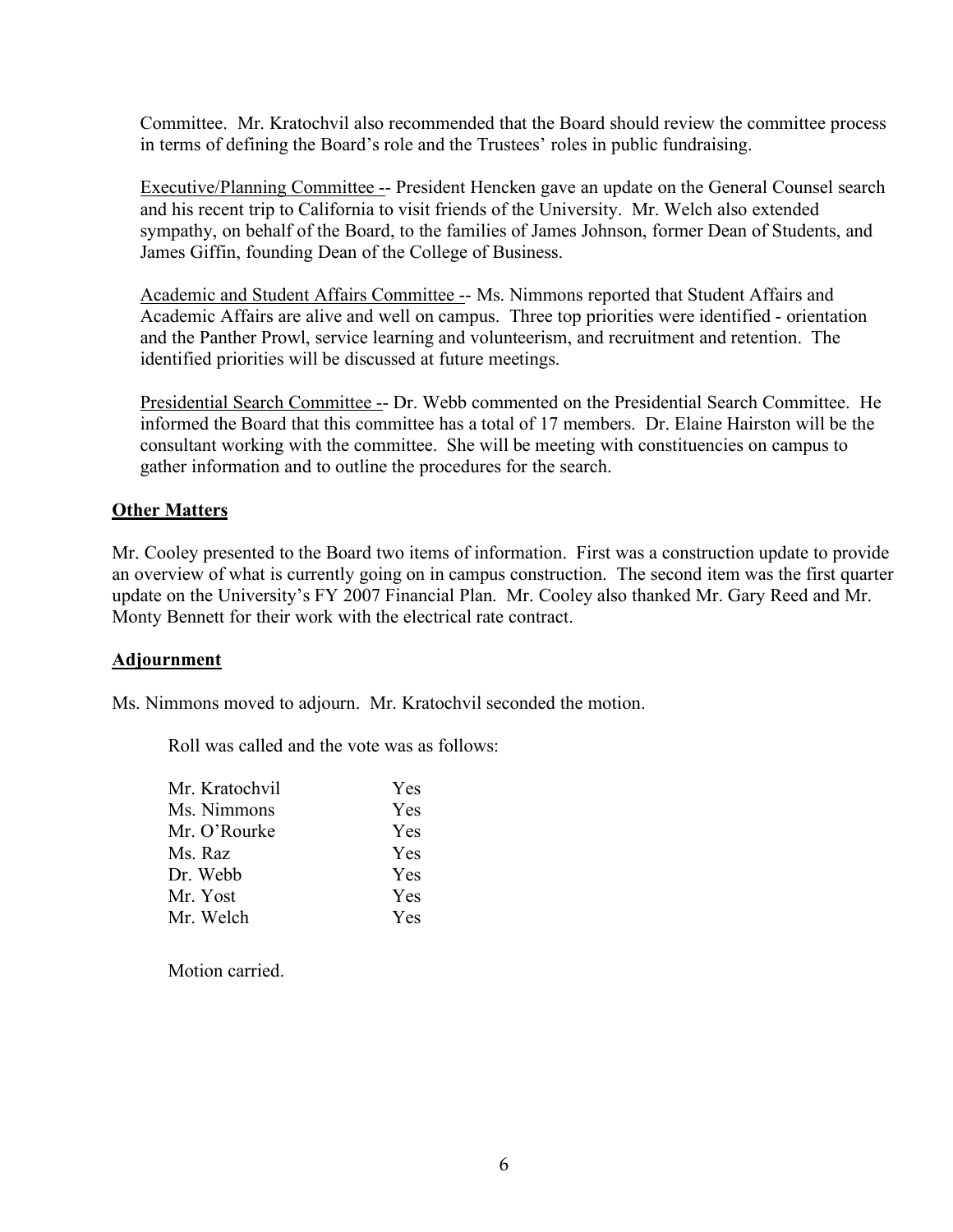Committee. Mr. Kratochvil also recommended that the Board should review the committee process in terms of defining the Board's role and the Trustees' roles in public fundraising.

Executive/Planning Committee -- President Hencken gave an update on the General Counsel search and his recent trip to California to visit friends of the University. Mr. Welch also extended sympathy, on behalf of the Board, to the families of James Johnson, former Dean of Students, and James Giffin, founding Dean of the College of Business.

Academic and Student Affairs Committee -- Ms. Nimmons reported that Student Affairs and Academic Affairs are alive and well on campus. Three top priorities were identified - orientation and the Panther Prowl, service learning and volunteerism, and recruitment and retention. The identified priorities will be discussed at future meetings.

Presidential Search Committee -- Dr. Webb commented on the Presidential Search Committee. He informed the Board that this committee has a total of 17 members. Dr. Elaine Hairston will be the consultant working with the committee. She will be meeting with constituencies on campus to gather information and to outline the procedures for the search.

## Other Matters

Mr. Cooley presented to the Board two items of information. First was a construction update to provide an overview of what is currently going on in campus construction. The second item was the first quarter update on the University's FY 2007 Financial Plan. Mr. Cooley also thanked Mr. Gary Reed and Mr. Monty Bennett for their work with the electrical rate contract.

## Adjournment

Ms. Nimmons moved to adjourn. Mr. Kratochvil seconded the motion.

Roll was called and the vote was as follows:

| | |
|---|---|
| Mr. Kratochvil | Yes |
| Ms. Nimmons | Yes |
| Mr. O'Rourke | Yes |
| Ms. Raz | Yes |
| Dr. Webb | Yes |
| Mr. Yost | Yes |
| Mr. Welch | Yes |

Motion carried.